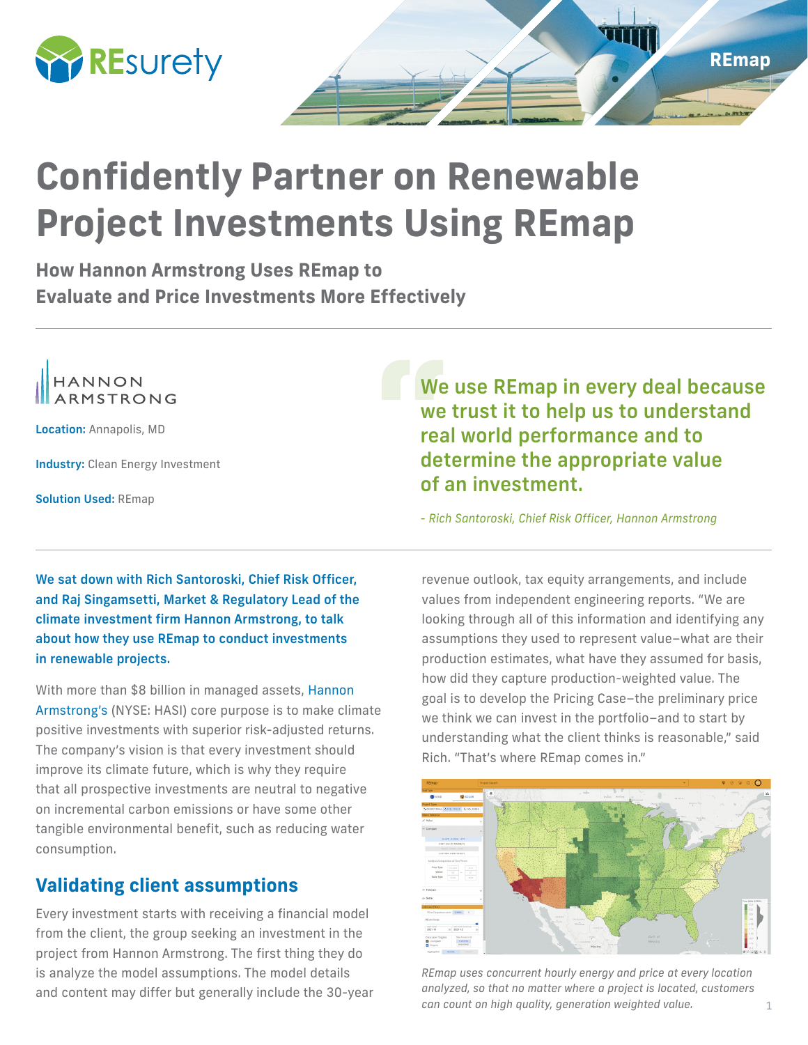REsurety

REmap

# Confidently Partner on Renewable Project Investments Using REmap

## How Hannon Armstrong Uses REmap to Evaluate and Price Investments More Effectively

HANNON ARMSTRONG

**Location:** Annapolis, MD

**Industry:** Clean Energy Investment

**Solution Used:** REmap

> **We use REmap in every deal because we trust it to help us to understand real world performance and to determine the appropriate value of an investment.**
>
> *- Rich Santoroski, Chief Risk Officer, Hannon Armstrong*

**We sat down with Rich Santoroski, Chief Risk Officer, and Raj Singamsetti, Market & Regulatory Lead of the climate investment firm Hannon Armstrong, to talk about how they use REmap to conduct investments in renewable projects.**

With more than $8 billion in managed assets, Hannon Armstrong's (NYSE: HASI) core purpose is to make climate positive investments with superior risk-adjusted returns. The company's vision is that every investment should improve its climate future, which is why they require that all prospective investments are neutral to negative on incremental carbon emissions or have some other tangible environmental benefit, such as reducing water consumption.

## Validating client assumptions

Every investment starts with receiving a financial model from the client, the group seeking an investment in the project from Hannon Armstrong. The first thing they do is analyze the model assumptions. The model details and content may differ but generally include the 30-year revenue outlook, tax equity arrangements, and include values from independent engineering reports. "We are looking through all of this information and identifying any assumptions they used to represent value–what are their production estimates, what have they assumed for basis, how did they capture production-weighted value. The goal is to develop the Pricing Case–the preliminary price we think we can invest in the portfolio–and to start by understanding what the client thinks is reasonable," said Rich. "That's where REmap comes in."

*REmap uses concurrent hourly energy and price at every location analyzed, so that no matter where a project is located, customers can count on high quality, generation weighted value.*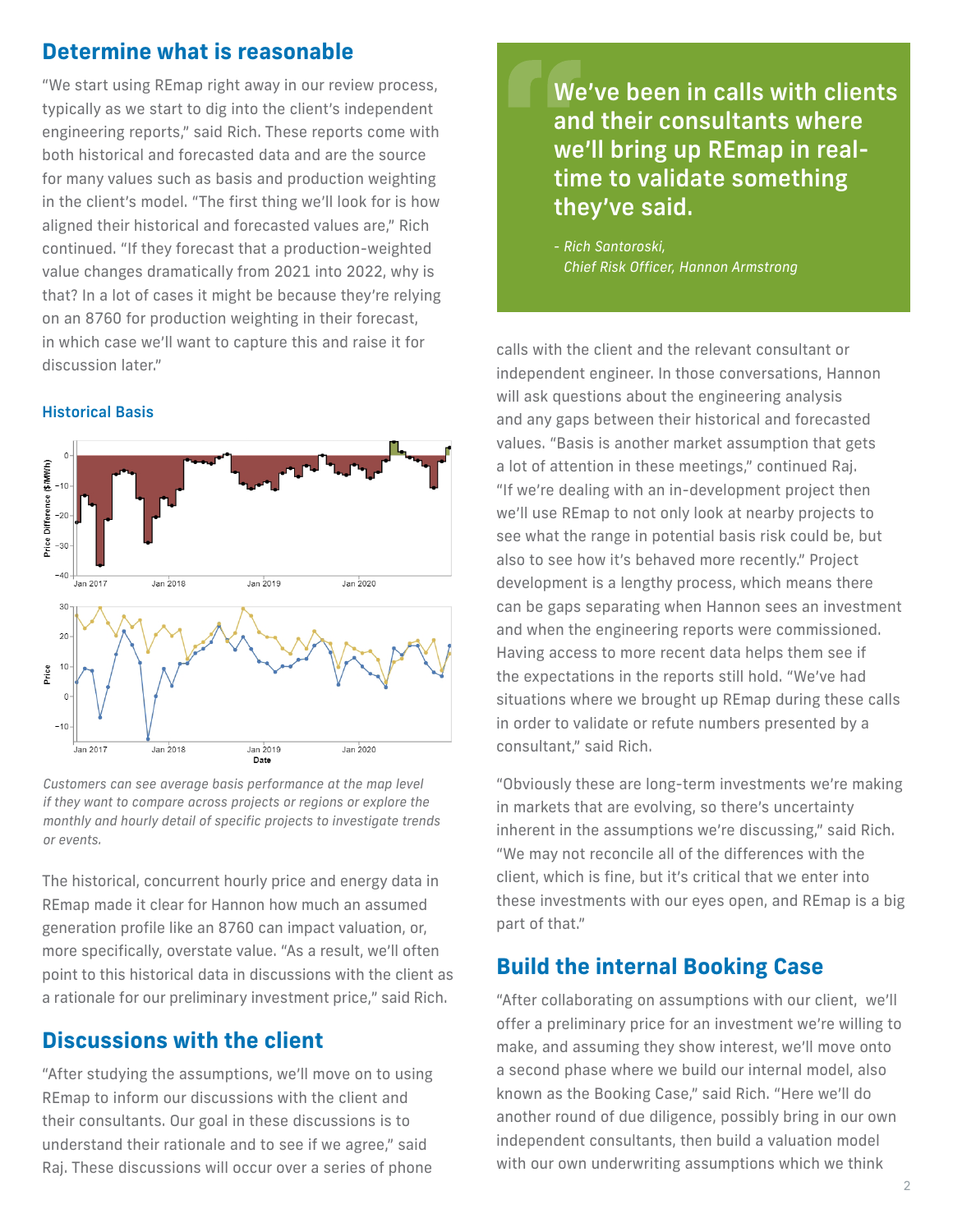## Determine what is reasonable

"We start using REmap right away in our review process, typically as we start to dig into the client's independent engineering reports," said Rich. These reports come with both historical and forecasted data and are the source for many values such as basis and production weighting in the client's model. "The first thing we'll look for is how aligned their historical and forecasted values are," Rich continued. "If they forecast that a production-weighted value changes dramatically from 2021 into 2022, why is that? In a lot of cases it might be because they're relying on an 8760 for production weighting in their forecast, in which case we'll want to capture this and raise it for discussion later."

**Historical Basis**

*Customers can see average basis performance at the map level if they want to compare across projects or regions or explore the monthly and hourly detail of specific projects to investigate trends or events.*

The historical, concurrent hourly price and energy data in REmap made it clear for Hannon how much an assumed generation profile like an 8760 can impact valuation, or, more specifically, overstate value. "As a result, we'll often point to this historical data in discussions with the client as a rationale for our preliminary investment price," said Rich.

## Discussions with the client

"After studying the assumptions, we'll move on to using REmap to inform our discussions with the client and their consultants. Our goal in these discussions is to understand their rationale and to see if we agree," said Raj. These discussions will occur over a series of phone calls with the client and the relevant consultant or independent engineer. In those conversations, Hannon will ask questions about the engineering analysis and any gaps between their historical and forecasted values. "Basis is another market assumption that gets a lot of attention in these meetings," continued Raj. "If we're dealing with an in-development project then we'll use REmap to not only look at nearby projects to see what the range in potential basis risk could be, but also to see how it's behaved more recently." Project development is a lengthy process, which means there can be gaps separating when Hannon sees an investment and when the engineering reports were commissioned. Having access to more recent data helps them see if the expectations in the reports still hold. "We've had situations where we brought up REmap during these calls in order to validate or refute numbers presented by a consultant," said Rich.

> **We've been in calls with clients and their consultants where we'll bring up REmap in real-time to validate something they've said.**
>
> *- Rich Santoroski, Chief Risk Officer, Hannon Armstrong*

"Obviously these are long-term investments we're making in markets that are evolving, so there's uncertainty inherent in the assumptions we're discussing," said Rich. "We may not reconcile all of the differences with the client, which is fine, but it's critical that we enter into these investments with our eyes open, and REmap is a big part of that."

## Build the internal Booking Case

"After collaborating on assumptions with our client, we'll offer a preliminary price for an investment we're willing to make, and assuming they show interest, we'll move onto a second phase where we build our internal model, also known as the Booking Case," said Rich. "Here we'll do another round of due diligence, possibly bring in our own independent consultants, then build a valuation model with our own underwriting assumptions which we think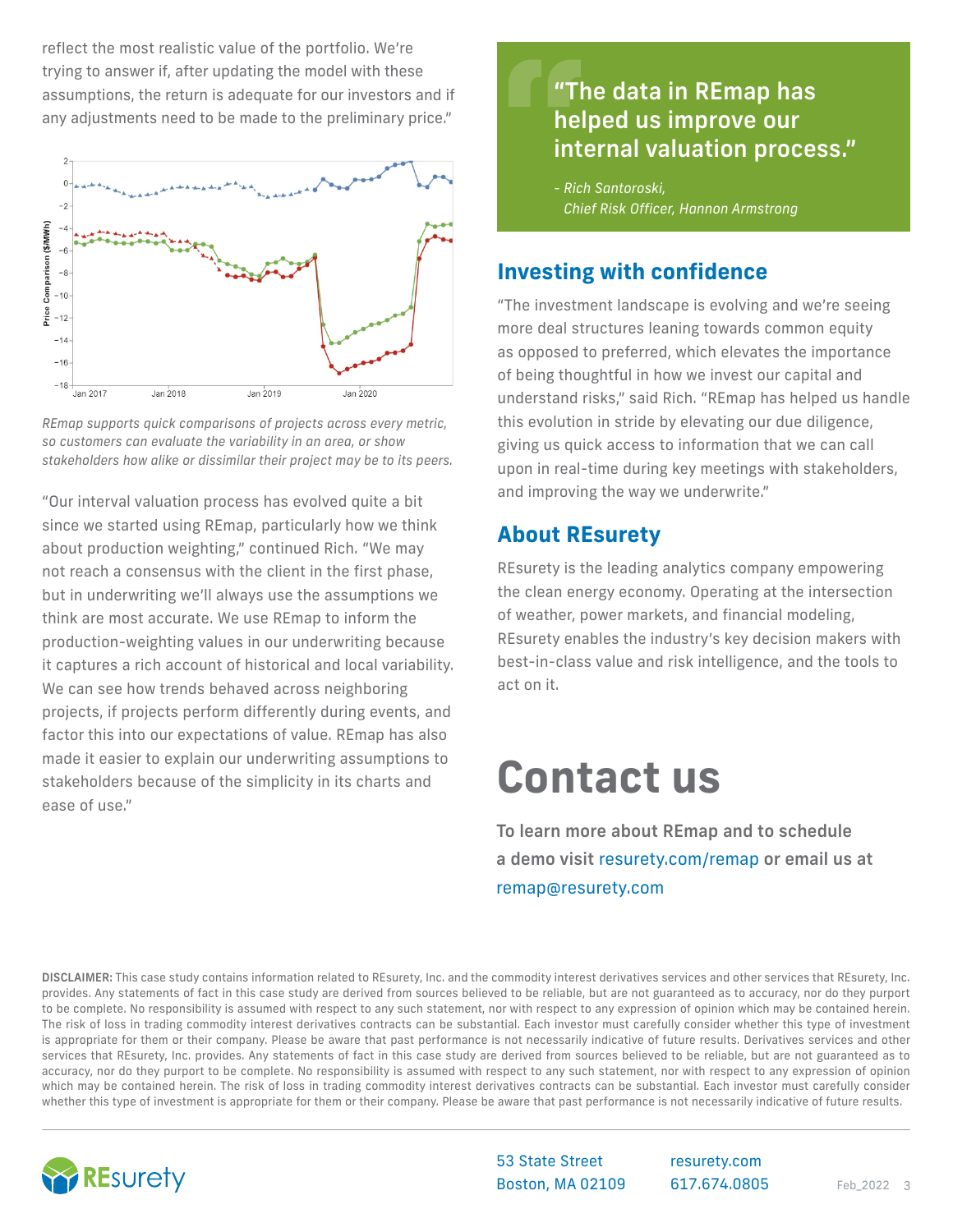reflect the most realistic value of the portfolio. We're trying to answer if, after updating the model with these assumptions, the return is adequate for our investors and if any adjustments need to be made to the preliminary price."

Price Comparison ($/MWh)

2
0
−2
−4
−6
−8
−10
−12
−14
−16
−18

Jan 2017
Jan 2018
Jan 2019
Jan 2020

*REmap supports quick comparisons of projects across every metric, so customers can evaluate the variability in an area, or show stakeholders how alike or dissimilar their project may be to its peers.*

"Our interval valuation process has evolved quite a bit since we started using REmap, particularly how we think about production weighting," continued Rich. "We may not reach a consensus with the client in the first phase, but in underwriting we'll always use the assumptions we think are most accurate. We use REmap to inform the production-weighting values in our underwriting because it captures a rich account of historical and local variability. We can see how trends behaved across neighboring projects, if projects perform differently during events, and factor this into our expectations of value. REmap has also made it easier to explain our underwriting assumptions to stakeholders because of the simplicity in its charts and ease of use."

> **"The data in REmap has helped us improve our internal valuation process."**
>
> *- Rich Santoroski, Chief Risk Officer, Hannon Armstrong*

## Investing with confidence

"The investment landscape is evolving and we're seeing more deal structures leaning towards common equity as opposed to preferred, which elevates the importance of being thoughtful in how we invest our capital and understand risks," said Rich. "REmap has helped us handle this evolution in stride by elevating our due diligence, giving us quick access to information that we can call upon in real-time during key meetings with stakeholders, and improving the way we underwrite."

## About REsurety

REsurety is the leading analytics company empowering the clean energy economy. Operating at the intersection of weather, power markets, and financial modeling, REsurety enables the industry's key decision makers with best-in-class value and risk intelligence, and the tools to act on it.

# Contact us

**To learn more about REmap and to schedule a demo visit resurety.com/remap or email us at remap@resurety.com**

**DISCLAIMER:** This case study contains information related to REsurety, Inc. and the commodity interest derivatives services and other services that REsurety, Inc. provides. Any statements of fact in this case study are derived from sources believed to be reliable, but are not guaranteed as to accuracy, nor do they purport to be complete. No responsibility is assumed with respect to any such statement, nor with respect to any expression of opinion which may be contained herein. The risk of loss in trading commodity interest derivatives contracts can be substantial. Each investor must carefully consider whether this type of investment is appropriate for them or their company. Please be aware that past performance is not necessarily indicative of future results. Derivatives services and other services that REsurety, Inc. provides. Any statements of fact in this case study are derived from sources believed to be reliable, but are not guaranteed as to accuracy, nor do they purport to be complete. No responsibility is assumed with respect to any such statement, nor with respect to any expression of opinion which may be contained herein. The risk of loss in trading commodity interest derivatives contracts can be substantial. Each investor must carefully consider whether this type of investment is appropriate for them or their company. Please be aware that past performance is not necessarily indicative of future results.

REsurety

53 State Street
Boston, MA 02109

resurety.com
617.674.0805

Feb_2022